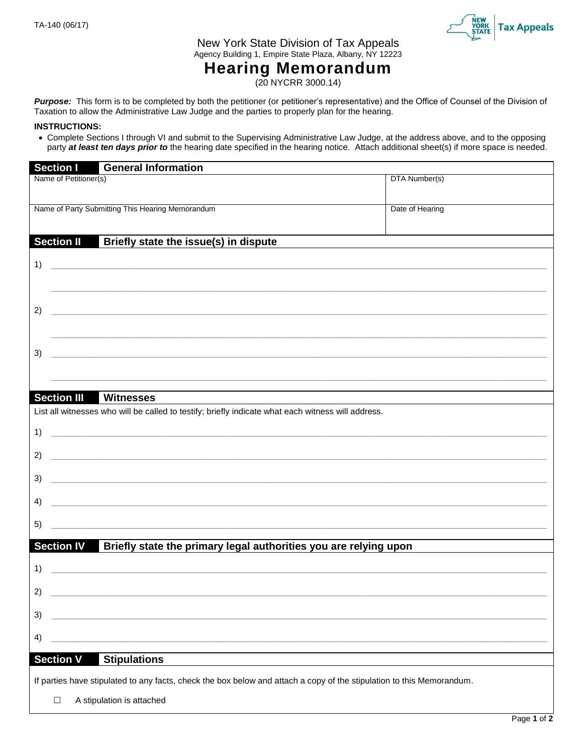TA-140 (06/17)

New York State Division of Tax Appeals
Agency Building 1, Empire State Plaza, Albany, NY 12223

# Hearing Memorandum

(20 NYCRR 3000.14)

***Purpose:*** This form is to be completed by both the petitioner (or petitioner's representative) and the Office of Counsel of the Division of Taxation to allow the Administrative Law Judge and the parties to properly plan for the hearing.

**INSTRUCTIONS:**

- Complete Sections I through VI and submit to the Supervising Administrative Law Judge, at the address above, and to the opposing party ***at least ten days prior to*** the hearing date specified in the hearing notice. Attach additional sheet(s) if more space is needed.

## Section I General Information

| Name of Petitioner(s) | DTA Number(s) |
|---|---|
| | |
| **Name of Party Submitting This Hearing Memorandum** | **Date of Hearing** |
| | |

## Section II Briefly state the issue(s) in dispute

1) ______________________________________________

______________________________________________

2) ______________________________________________

______________________________________________

3) ______________________________________________

______________________________________________

## Section III Witnesses

List all witnesses who will be called to testify; briefly indicate what each witness will address.

1) ______________________________________________

2) ______________________________________________

3) ______________________________________________

4) ______________________________________________

5) ______________________________________________

## Section IV Briefly state the primary legal authorities you are relying upon

1) ______________________________________________

2) ______________________________________________

3) ______________________________________________

4) ______________________________________________

## Section V Stipulations

If parties have stipulated to any facts, check the box below and attach a copy of the stipulation to this Memorandum.

☐ A stipulation is attached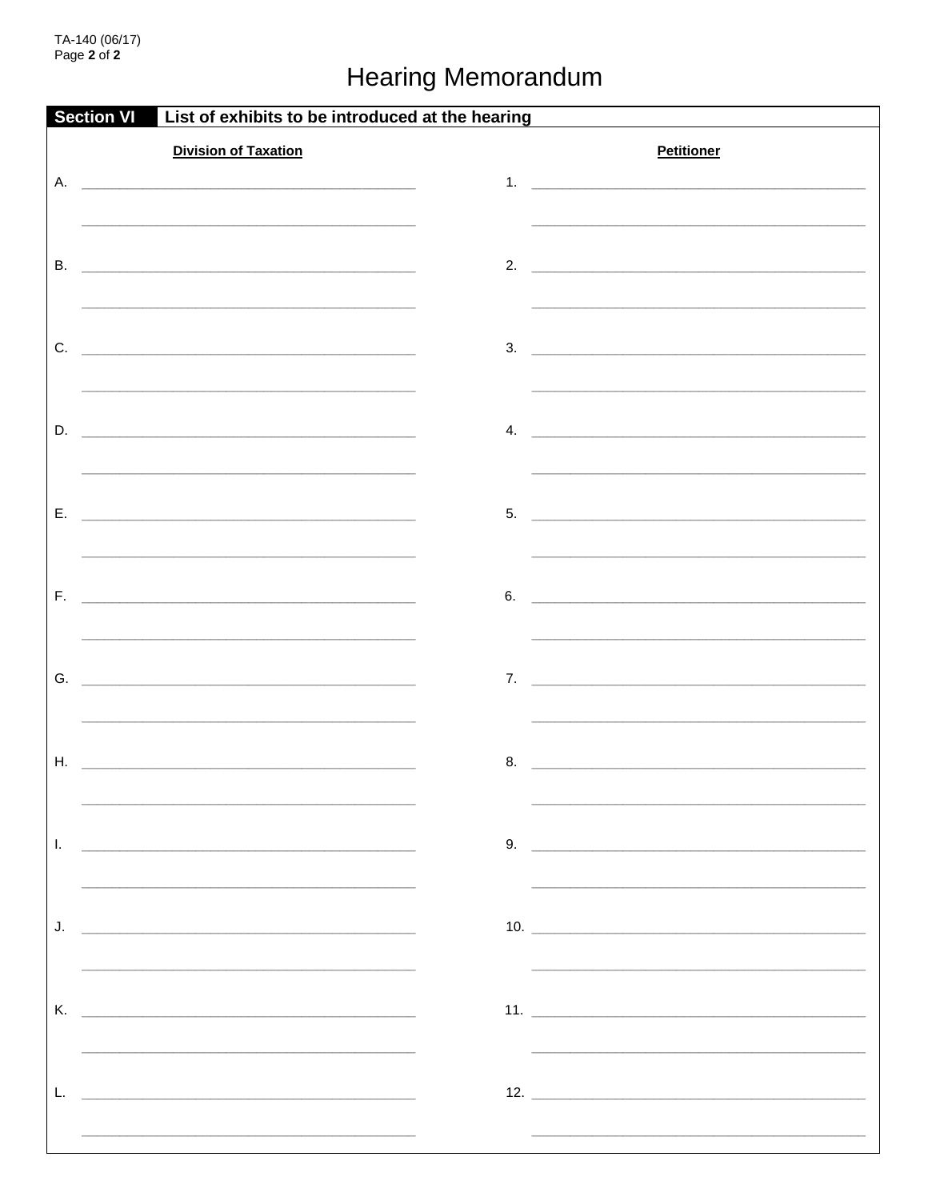TA-140 (06/17)

# Hearing Memorandum

## Section VI List of exhibits to be introduced at the hearing

| **Division of Taxation** | **Petitioner** |
|---|---|
| A. | 1. |
| B. | 2. |
| C. | 3. |
| D. | 4. |
| E. | 5. |
| F. | 6. |
| G. | 7. |
| H. | 8. |
| I. | 9. |
| J. | 10. |
| K. | 11. |
| L. | 12. |